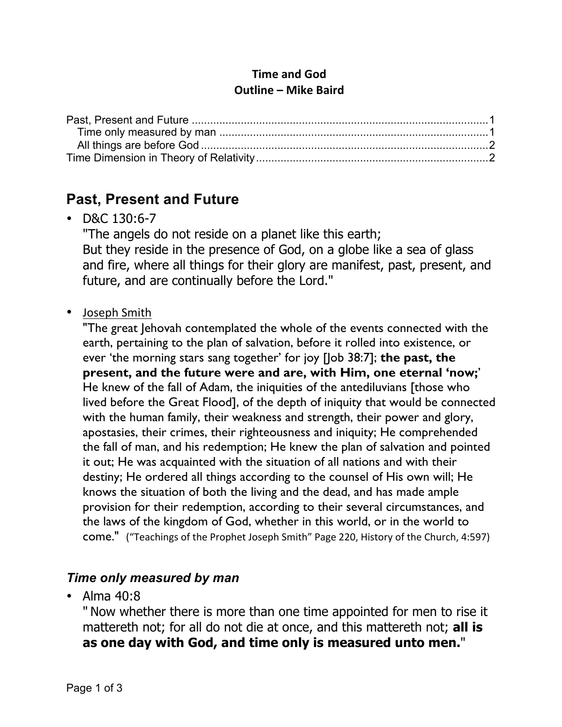**Time and God**
**Outline – Mike Baird**

Past, Present and Future ..................................................................................................1
  Time only measured by man ........................................................................................1
  All things are before God ..............................................................................................2
Time Dimension in Theory of Relativity ............................................................................2

# Past, Present and Future

- D&C 130:6-7
  "The angels do not reside on a planet like this earth;
  But they reside in the presence of God, on a globe like a sea of glass and fire, where all things for their glory are manifest, past, present, and future, and are continually before the Lord."

- Joseph Smith
  "The great Jehovah contemplated the whole of the events connected with the earth, pertaining to the plan of salvation, before it rolled into existence, or ever 'the morning stars sang together' for joy [Job 38:7]; **the past, the present, and the future were and are, with Him, one eternal 'now;**' He knew of the fall of Adam, the iniquities of the antediluvians [those who lived before the Great Flood], of the depth of iniquity that would be connected with the human family, their weakness and strength, their power and glory, apostasies, their crimes, their righteousness and iniquity; He comprehended the fall of man, and his redemption; He knew the plan of salvation and pointed it out; He was acquainted with the situation of all nations and with their destiny; He ordered all things according to the counsel of His own will; He knows the situation of both the living and the dead, and has made ample provision for their redemption, according to their several circumstances, and the laws of the kingdom of God, whether in this world, or in the world to come." ("Teachings of the Prophet Joseph Smith" Page 220, History of the Church, 4:597)

### *Time only measured by man*

- Alma 40:8
  " Now whether there is more than one time appointed for men to rise it mattereth not; for all do not die at once, and this mattereth not; **all is as one day with God, and time only is measured unto men.**"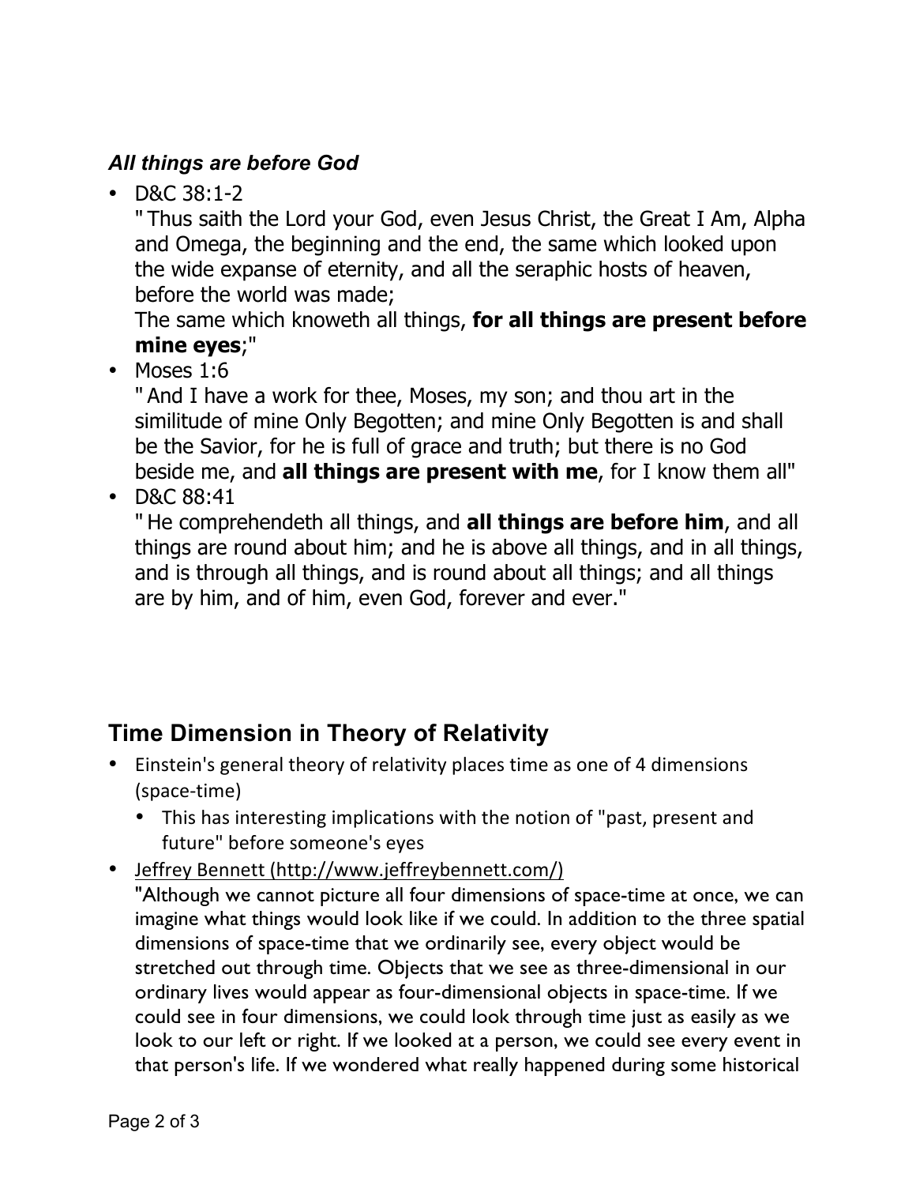### *All things are before God*

- D&C 38:1-2
  " Thus saith the Lord your God, even Jesus Christ, the Great I Am, Alpha and Omega, the beginning and the end, the same which looked upon the wide expanse of eternity, and all the seraphic hosts of heaven, before the world was made;
  The same which knoweth all things, **for all things are present before mine eyes**;"
- Moses 1:6
  " And I have a work for thee, Moses, my son; and thou art in the similitude of mine Only Begotten; and mine Only Begotten is and shall be the Savior, for he is full of grace and truth; but there is no God beside me, and **all things are present with me**, for I know them all"
- D&C 88:41
  " He comprehendeth all things, and **all things are before him**, and all things are round about him; and he is above all things, and in all things, and is through all things, and is round about all things; and all things are by him, and of him, even God, forever and ever."

## Time Dimension in Theory of Relativity

- Einstein's general theory of relativity places time as one of 4 dimensions (space-time)
  - This has interesting implications with the notion of "past, present and future" before someone's eyes
- Jeffrey Bennett (http://www.jeffreybennett.com/)
  "Although we cannot picture all four dimensions of space-time at once, we can imagine what things would look like if we could. In addition to the three spatial dimensions of space-time that we ordinarily see, every object would be stretched out through time. Objects that we see as three-dimensional in our ordinary lives would appear as four-dimensional objects in space-time. If we could see in four dimensions, we could look through time just as easily as we look to our left or right. If we looked at a person, we could see every event in that person's life. If we wondered what really happened during some historical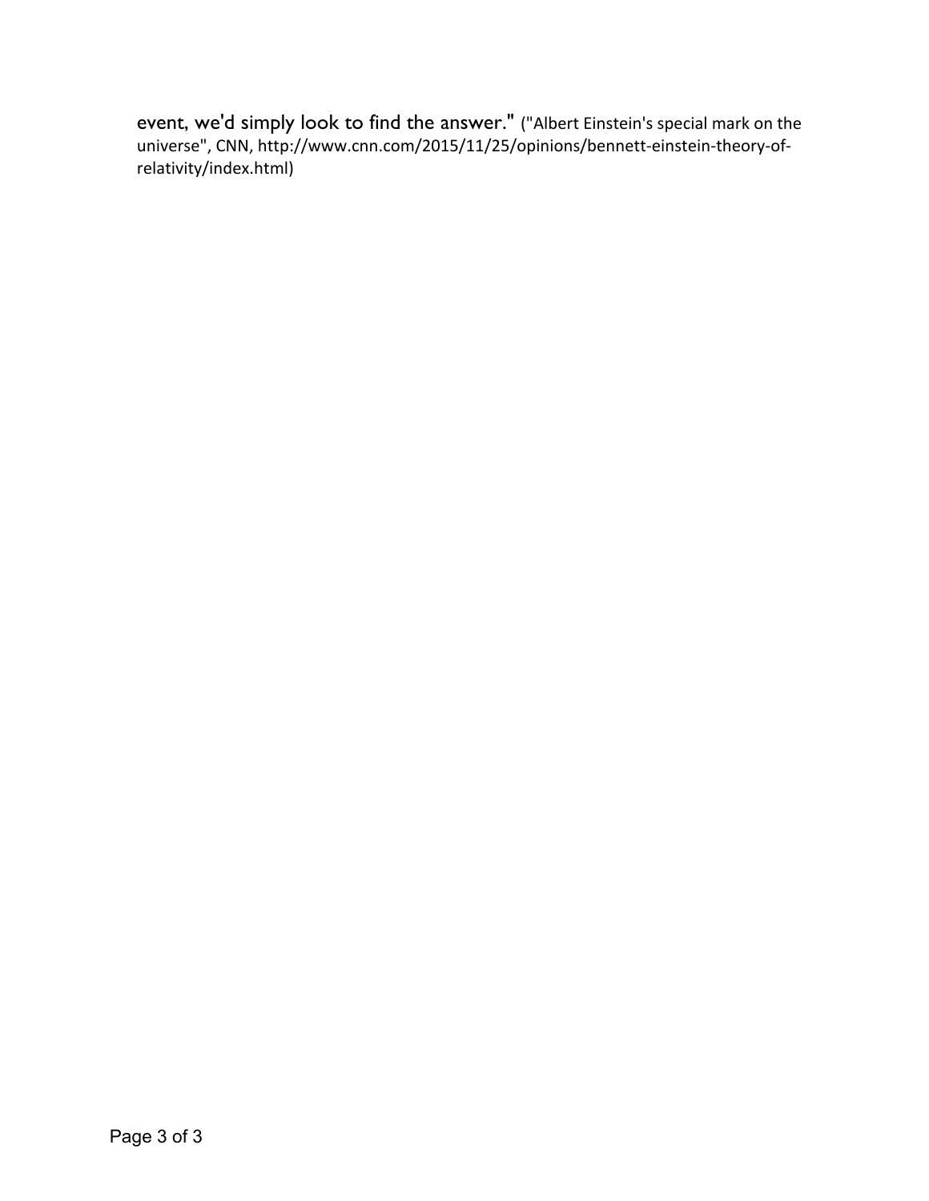event, we'd simply look to find the answer." ("Albert Einstein's special mark on the universe", CNN, http://www.cnn.com/2015/11/25/opinions/bennett-einstein-theory-of-relativity/index.html)